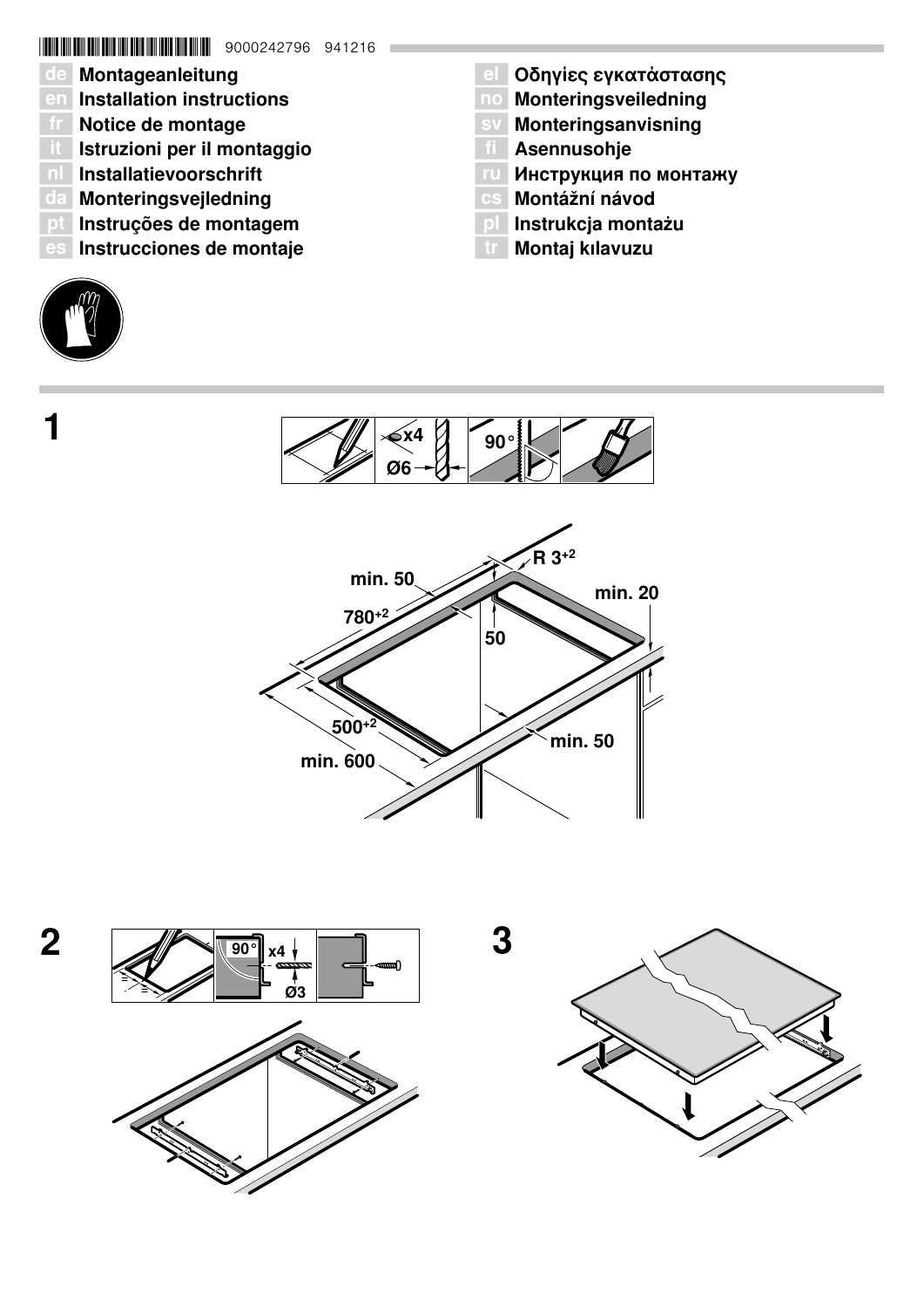9000242796 941216

- de Montageanleitung
- en Installation instructions
- fr Notice de montage
- it Istruzioni per il montaggio
- nl Installatievoorschrift
- da Monteringsvejledning
- pt Instruções de montagem
- es Instrucciones de montaje
- el Οδηγίες εγκατάστασης
- no Monteringsveiledning
- sv Monteringsanvisning
- fi Asennusohje
- ru Инструкция по монтажу
- cs Montážní návod
- pl Instrukcja montażu
- tr Montaj kılavuzu

**1**

x4
Ø6
90°

min. 50
R $3^{+2}$
$780^{+2}$
min. 20
50
$500^{+2}$
min. 50
min. 600

**2**

90°
x4
Ø3

**3**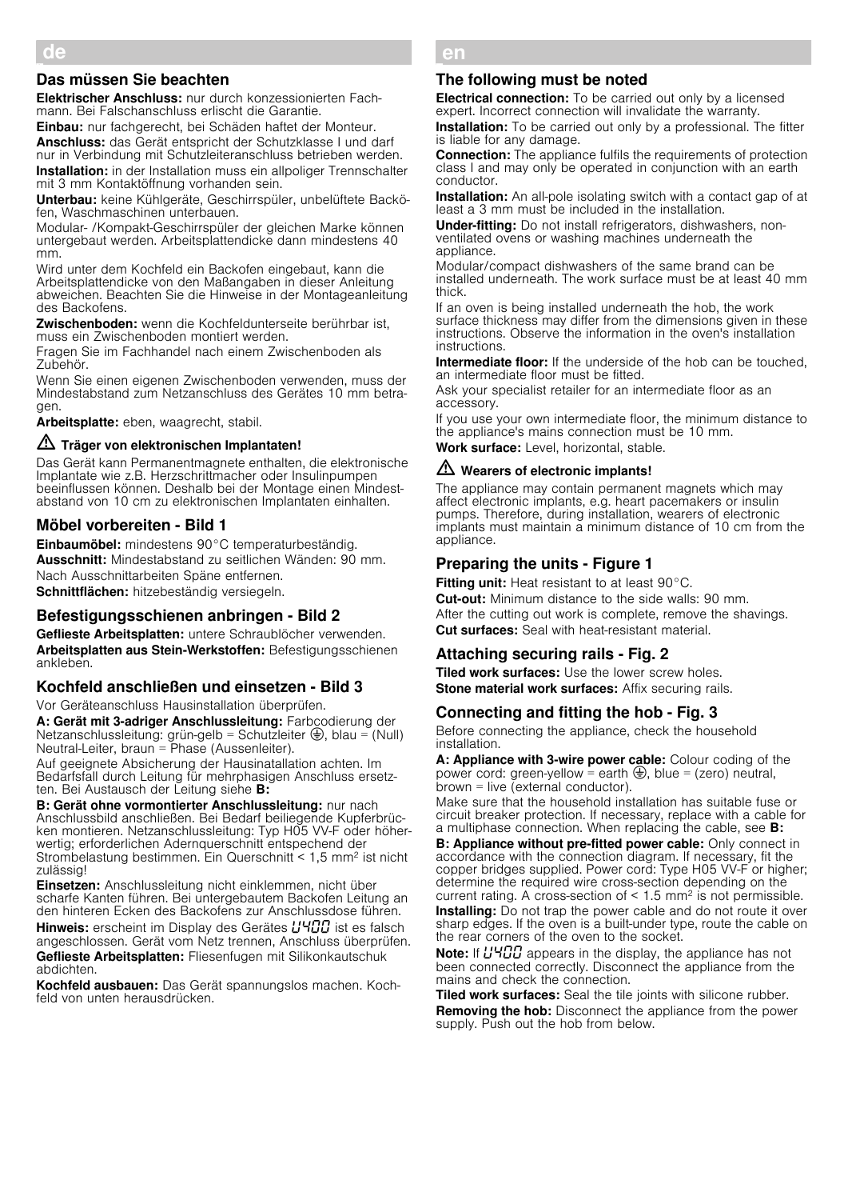## de

### Das müssen Sie beachten

**Elektrischer Anschluss:** nur durch konzessionierten Fachmann. Bei Falschanschluss erlischt die Garantie.

**Einbau:** nur fachgerecht, bei Schäden haftet der Monteur.

**Anschluss:** das Gerät entspricht der Schutzklasse I und darf nur in Verbindung mit Schutzleiteranschluss betrieben werden.

**Installation:** in der Installation muss ein allpoliger Trennschalter mit 3 mm Kontaktöffnung vorhanden sein.

**Unterbau:** keine Kühlgeräte, Geschirrspüler, unbelüftete Backöfen, Waschmaschinen unterbauen.

Modular- /Kompakt-Geschirrspüler der gleichen Marke können untergebaut werden. Arbeitsplattendicke dann mindestens 40 mm.

Wird unter dem Kochfeld ein Backofen eingebaut, kann die Arbeitsplattendicke von den Maßangaben in dieser Anleitung abweichen. Beachten Sie die Hinweise in der Montageanleitung des Backofens.

**Zwischenboden:** wenn die Kochfeldunterseite berührbar ist, muss ein Zwischenboden montiert werden.

Fragen Sie im Fachhandel nach einem Zwischenboden als Zubehör.

Wenn Sie einen eigenen Zwischenboden verwenden, muss der Mindestabstand zum Netzanschluss des Gerätes 10 mm betragen.

**Arbeitsplatte:** eben, waagrecht, stabil.

**⚠ Träger von elektronischen Implantaten!**

Das Gerät kann Permanentmagnete enthalten, die elektronische Implantate wie z.B. Herzschrittmacher oder Insulinpumpen beeinflussen können. Deshalb bei der Montage einen Mindestabstand von 10 cm zu elektronischen Implantaten einhalten.

### Möbel vorbereiten - Bild 1

**Einbaumöbel:** mindestens 90°C temperaturbeständig.

**Ausschnitt:** Mindestabstand zu seitlichen Wänden: 90 mm.

Nach Ausschnittarbeiten Späne entfernen.

**Schnittflächen:** hitzebeständig versiegeln.

### Befestigungsschienen anbringen - Bild 2

**Geflieste Arbeitsplatten:** untere Schraublöcher verwenden.

**Arbeitsplatten aus Stein-Werkstoffen:** Befestigungsschienen ankleben.

### Kochfeld anschließen und einsetzen - Bild 3

Vor Geräteanschluss Hausinstallation überprüfen.

**A: Gerät mit 3-adriger Anschlussleitung:** Farbcodierung der Netzanschlussleitung: grün-gelb = Schutzleiter ⏚, blau = (Null) Neutral-Leiter, braun = Phase (Aussenleiter).

Auf geeignete Absicherung der Hausinatallation achten. Im Bedarfsfall durch Leitung für mehrphasigen Anschluss ersetzten. Bei Austausch der Leitung siehe **B:**

**B: Gerät ohne vormontierter Anschlussleitung:** nur nach Anschlussbild anschließen. Bei Bedarf beiliegende Kupferbrücken montieren. Netzanschlussleitung: Typ H05 VV-F oder höherwertig; erforderlichen Adernquerschnitt entspechend der Strombelastung bestimmen. Ein Querschnitt < 1,5 mm² ist nicht zulässig!

**Einsetzen:** Anschlussleitung nicht einklemmen, nicht über scharfe Kanten führen. Bei untergebautem Backofen Leitung an den hinteren Ecken des Backofens zur Anschlussdose führen.

**Hinweis:** erscheint im Display des Gerätes U400 ist es falsch angeschlossen. Gerät vom Netz trennen, Anschluss überprüfen.

**Geflieste Arbeitsplatten:** Fliesenfugen mit Silikonkautschuk abdichten.

**Kochfeld ausbauen:** Das Gerät spannungslos machen. Kochfeld von unten herausdrücken.

## en

### The following must be noted

**Electrical connection:** To be carried out only by a licensed expert. Incorrect connection will invalidate the warranty.

**Installation:** To be carried out only by a professional. The fitter is liable for any damage.

**Connection:** The appliance fulfils the requirements of protection class I and may only be operated in conjunction with an earth conductor.

**Installation:** An all-pole isolating switch with a contact gap of at least a 3 mm must be included in the installation.

**Under-fitting:** Do not install refrigerators, dishwashers, non-ventilated ovens or washing machines underneath the appliance.

Modular/compact dishwashers of the same brand can be installed underneath. The work surface must be at least 40 mm thick.

If an oven is being installed underneath the hob, the work surface thickness may differ from the dimensions given in these instructions. Observe the information in the oven's installation instructions.

**Intermediate floor:** If the underside of the hob can be touched, an intermediate floor must be fitted.

Ask your specialist retailer for an intermediate floor as an accessory.

If you use your own intermediate floor, the minimum distance to the appliance's mains connection must be 10 mm.

**Work surface:** Level, horizontal, stable.

**⚠ Wearers of electronic implants!**

The appliance may contain permanent magnets which may affect electronic implants, e.g. heart pacemakers or insulin pumps. Therefore, during installation, wearers of electronic implants must maintain a minimum distance of 10 cm from the appliance.

### Preparing the units - Figure 1

**Fitting unit:** Heat resistant to at least 90°C.

**Cut-out:** Minimum distance to the side walls: 90 mm.

After the cutting out work is complete, remove the shavings.

**Cut surfaces:** Seal with heat-resistant material.

### Attaching securing rails - Fig. 2

**Tiled work surfaces:** Use the lower screw holes.

**Stone material work surfaces:** Affix securing rails.

### Connecting and fitting the hob - Fig. 3

Before connecting the appliance, check the household installation.

**A: Appliance with 3-wire power cable:** Colour coding of the power cord: green-yellow = earth ⏚, blue = (zero) neutral, brown = live (external conductor).

Make sure that the household installation has suitable fuse or circuit breaker protection. If necessary, replace with a cable for a multiphase connection. When replacing the cable, see **B:**

**B: Appliance without pre-fitted power cable:** Only connect in accordance with the connection diagram. If necessary, fit the copper bridges supplied. Power cord: Type H05 VV-F or higher; determine the required wire cross-section depending on the current rating. A cross-section of < 1.5 mm² is not permissible.

**Installing:** Do not trap the power cable and do not route it over sharp edges. If the oven is a built-under type, route the cable on the rear corners of the oven to the socket.

**Note:** If U400 appears in the display, the appliance has not been connected correctly. Disconnect the appliance from the mains and check the connection.

**Tiled work surfaces:** Seal the tile joints with silicone rubber.

**Removing the hob:** Disconnect the appliance from the power supply. Push out the hob from below.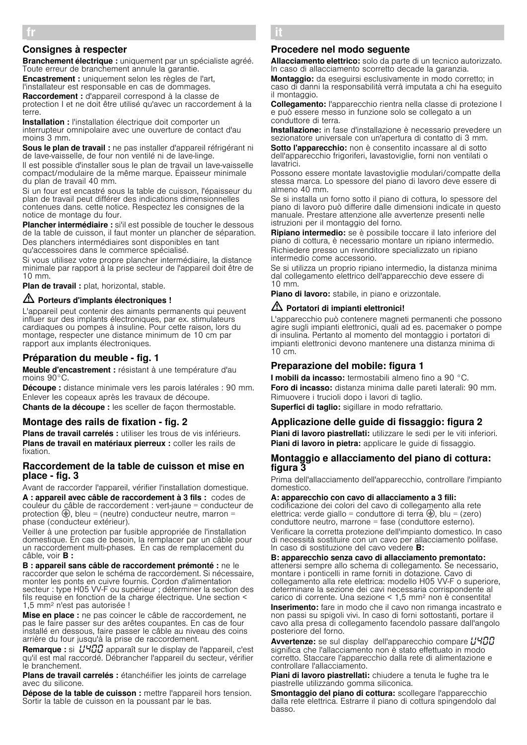## fr

### Consignes à respecter

**Branchement électrique :** uniquement par un spécialiste agréé. Toute erreur de branchement annule la garantie.

**Encastrement :** uniquement selon les règles de l'art, l'installateur est responsable en cas de dommages.

**Raccordement :** d'appareil correspond à la classe de protection I et ne doit être utilisé qu'avec un raccordement à la terre.

**Installation :** l'installation électrique doit comporter un interrupteur omnipolaire avec une ouverture de contact d'au moins 3 mm.

**Sous le plan de travail :** ne pas installer d'appareil réfrigérant ni de lave-vaisselle, de four non ventilé ni de lave-linge.

Il est possible d'installer sous le plan de travail un lave-vaisselle compact/modulaire de la même marque. Épaisseur minimale du plan de travail 40 mm.

Si un four est encastré sous la table de cuisson, l'épaisseur du plan de travail peut différer des indications dimensionnelles contenues dans. cette notice. Respectez les consignes de la notice de montage du four.

**Plancher intermédiaire :** si'il est possible de toucher le dessous de la table de cuisson, il faut monter un plancher de séparation.

Des planchers intermédiaires sont disponibles en tant qu'accessoires dans le commerce spécialisé.

Si vous utilisez votre propre plancher intermédiaire, la distance minimale par rapport à la prise secteur de l'appareil doit être de 10 mm.

**Plan de travail :** plat, horizontal, stable.

⚠ **Porteurs d'implants électroniques !**

L'appareil peut contenir des aimants permanents qui peuvent influer sur des implants électroniques, par ex. stimulateurs cardiaques ou pompes à insuline. Pour cette raison, lors du montage, respecter une distance minimum de 10 cm par rapport aux implants électroniques.

### Préparation du meuble - fig. 1

**Meuble d'encastrement :** résistant à une température d'au moins 90°C.

**Découpe :** distance minimale vers les parois latérales : 90 mm.

Enlever les copeaux après les travaux de découpe.

**Chants de la découpe :** les sceller de façon thermostable.

### Montage des rails de fixation - fig. 2

**Plans de travail carrelés :** utiliser les trous de vis inférieurs.

**Plans de travail en matériaux pierreux :** coller les rails de fixation.

### Raccordement de la table de cuisson et mise en place - fig. 3

Avant de raccorder l'appareil, vérifier l'installation domestique.

**A : appareil avec câble de raccordement à 3 fils :** codes de couleur du câble de raccordement : vert-jaune = conducteur de protection ⏚, bleu = (neutre) conducteur neutre, marron = phase (conducteur extérieur).

Veiller à une protection par fusible appropriée de l'installation domestique. En cas de besoin, la remplacer par un câble pour un raccordement multi-phases. En cas de remplacement du câble, voir **B :**

**B : appareil sans câble de raccordement prémonté :** ne le raccorder que selon le schéma de raccordement. Si nécessaire, monter les ponts en cuivre fournis. Cordon d'alimentation secteur : type H05 VV-F ou supérieur ; déterminer la section des fils requise en fonction de la charge électrique. Une section < 1,5 mm² n'est pas autorisée !

**Mise en place :** ne pas coincer le câble de raccordement, ne pas le faire passer sur des arêtes coupantes. En cas de four installé en dessous, faire passer le câble au niveau des coins arrière du four jusqu'à la prise de raccordement.

**Remarque :** si U400 apparaît sur le display de l'appareil, c'est qu'il est mal raccordé. Débrancher l'appareil du secteur, vérifier le branchement.

**Plans de travail carrelés :** étanchéifier les joints de carrelage avec du silicone.

**Dépose de la table de cuisson :** mettre l'appareil hors tension. Sortir la table de cuisson en la poussant par le bas.

## it

### Procedere nel modo seguente

**Allacciamento elettrico:** solo da parte di un tecnico autorizzato. In caso di allacciamento scorretto decade la garanzia.

**Montaggio:** da eseguirsi esclusivamente in modo corretto; in caso di danni la responsabilità verrà imputata a chi ha eseguito il montaggio.

**Collegamento:** l'apparecchio rientra nella classe di protezione I e può essere messo in funzione solo se collegato a un conduttore di terra.

**Installazione:** in fase d'installazione è necessario prevedere un sezionatore universale con un'apertura di contatto di 3 mm.

**Sotto l'apparecchio:** non è consentito incassare al di sotto dell'apparecchio frigoriferi, lavastoviglie, forni non ventilati o lavatrici.

Possono essere montate lavastoviglie modulari/compatte della stessa marca. Lo spessore del piano di lavoro deve essere di almeno 40 mm.

Se si installa un forno sotto il piano di cottura, lo spessore del piano di lavoro può differire dalle dimensioni indicate in questo manuale. Prestare attenzione alle avvertenze presenti nelle istruzioni per il montaggio del forno.

**Ripiano intermedio:** se è possibile toccare il lato inferiore del piano di cottura, è necessario montare un ripiano intermedio.

Richiedere presso un rivenditore specializzato un ripiano intermedio come accessorio.

Se si utilizza un proprio ripiano intermedio, la distanza minima dal collegamento elettrico dell'apparecchio deve essere di 10 mm.

**Piano di lavoro:** stabile, in piano e orizzontale.

⚠ **Portatori di impianti elettronici!**

L'apparecchio può contenere magneti permanenti che possono agire sugli impianti elettronici, quali ad es. pacemaker o pompe di insulina. Pertanto al momento del montaggio i portatori di impianti elettronici devono mantenere una distanza minima di 10 cm.

### Preparazione del mobile: figura 1

**I mobili da incasso:** termostabili almeno fino a 90 °C.

**Foro di incasso:** distanza minima dalle pareti laterali: 90 mm.

Rimuovere i trucioli dopo i lavori di taglio.

**Superfici di taglio:** sigillare in modo refrattario.

### Applicazione delle guide di fissaggio: figura 2

**Piani di lavoro piastrellati:** utilizzare le sedi per le viti inferiori.

**Piani di lavoro in pietra:** applicare le guide di fissaggio.

### Montaggio e allacciamento del piano di cottura: figura 3

Prima dell'allacciamento dell'apparecchio, controllare l'impianto domestico.

**A: apparecchio con cavo di allacciamento a 3 fili:** codificazione dei colori del cavo di collegamento alla rete elettrica: verde giallo = conduttore di terra ⏚, blu = (zero) conduttore neutro, marrone = fase (conduttore esterno).

Verificare la corretta protezione dell'impianto domestico. In caso di necessità sostituire con un cavo per allacciamento polifase. In caso di sostituzione del cavo vedere **B:**

**B: apparecchio senza cavo di allacciamento premontato:** attenersi sempre allo schema di collegamento. Se necessario, montare i ponticelli in rame forniti in dotazione. Cavo di collegamento alla rete elettrica: modello H05 VV-F o superiore, determinare la sezione dei cavi necessaria corrispondente al carico di corrente. Una sezione < 1,5 mm² non è consentita!

**Inserimento:** fare in modo che il cavo non rimanga incastrato e non passi su spigoli vivi. In caso di forni sottostanti, portare il cavo alla presa di collegamento facendolo passare dall'angolo posteriore del forno.

**Avvertenze:** se sul display dell'apparecchio compare U400 significa che l'allacciamento non è stato effettuato in modo corretto. Staccare l'apparecchio dalla rete di alimentazione e controllare l'allacciamento.

**Piani di lavoro piastrellati:** chiudere a tenuta le fughe tra le piastrelle utilizzando gomma siliconica.

**Smontaggio del piano di cottura:** scollegare l'apparecchio dalla rete elettrica. Estrarre il piano di cottura spingendolo dal basso.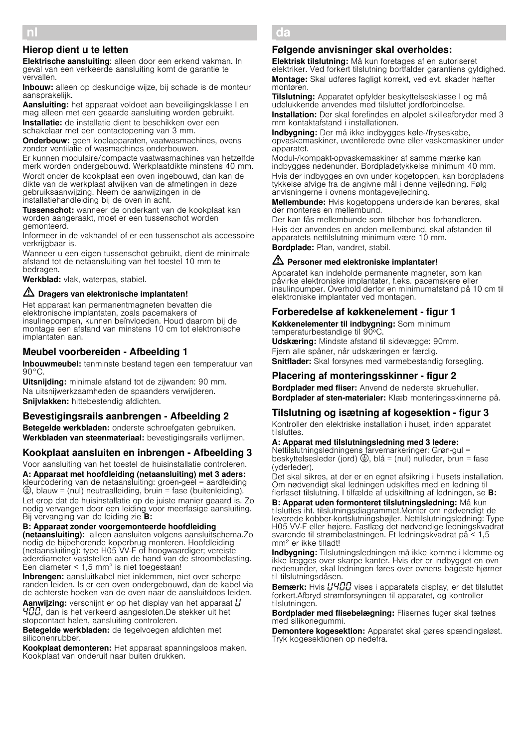# nl

## Hierop dient u te letten

**Elektrische aansluiting**: alleen door een erkend vakman. In geval van een verkeerde aansluiting komt de garantie te vervallen.

**Inbouw:** alleen op deskundige wijze, bij schade is de monteur aansprakelijk.

**Aansluiting:** het apparaat voldoet aan beveiligingsklasse I en mag alleen met een geaarde aansluiting worden gebruikt.

**Installatie:** de installatie dient te beschikken over een schakelaar met een contactopening van 3 mm.

**Onderbouw:** geen koelapparaten, vaatwasmachines, ovens zonder ventilatie of wasmachines onderbouwen.

Er kunnen modulaire/compacte vaatwasmachines van hetzelfde merk worden ondergebouwd. Werkplaatdikte minstens 40 mm.

Wordt onder de kookplaat een oven ingebouwd, dan kan de dikte van de werkplaat afwijken van de afmetingen in deze gebruiksaanwijzing. Neem de aanwijzingen in de installatiehandleiding bij de oven in acht.

**Tussenschot:** wanneer de onderkant van de kookplaat kan worden aangeraakt, moet er een tussenschot worden gemonteerd.

Informeer in de vakhandel of er een tussenschot als accessoire verkrijgbaar is.

Wanneer u een eigen tussenschot gebruikt, dient de minimale afstand tot de netaansluiting van het toestel 10 mm te bedragen.

**Werkblad:** vlak, waterpas, stabiel.

**⚠ Dragers van elektronische implantaten!**

Het apparaat kan permanentmagneten bevatten die elektronische implantaten, zoals pacemakers of insulinepompen, kunnen beïnvloeden. Houd daarom bij de montage een afstand van minstens 10 cm tot elektronische implantaten aan.

## Meubel voorbereiden - Afbeelding 1

**Inbouwmeubel:** tenminste bestand tegen een temperatuur van 90°C.

**Uitsnijding:** minimale afstand tot de zijwanden: 90 mm.

Na uitsnijwerkzaamheden de spaanders verwijderen.

**Snijvlakken:** hittebestendig afdichten.

## Bevestigingsrails aanbrengen - Afbeelding 2

**Betegelde werkbladen:** onderste schroefgaten gebruiken.

**Werkbladen van steenmateriaal:** bevestigingsrails verlijmen.

## Kookplaat aansluiten en inbrengen - Afbeelding 3

Voor aansluiting van het toestel de huisinstallatie controleren.

**A: Apparaat met hoofdleiding (netaansluiting) met 3 aders:** kleurcodering van de netaansluiting: groen-geel = aardleiding ⏚, blauw = (nul) neutraalleiding, bruin = fase (buitenleiding).

Let erop dat de huisinstallatie op de juiste manier geaard is. Zo nodig vervangen door een leiding voor meerfasige aansluiting. Bij vervanging van de leiding zie **B:**

**B: Apparaat zonder voorgemonteerde hoofdleiding (netaansluiting):** alleen aansluiten volgens aansluitschema.Zo nodig de bijbehorende koperbrug monteren. Hoofdleiding (netaansluiting): type H05 VV-F of hoogwaardiger; vereiste aderdiameter vaststellen aan de hand van de stroombelasting. Een diameter < 1,5 mm² is niet toegestaan!

**Inbrengen:** aansluitkabel niet inklemmen, niet over scherpe randen leiden. Is er een oven ondergebouwd, dan de kabel via de achterste hoeken van de oven naar de aansluitdoos leiden.

**Aanwijzing:** verschijnt er op het display van het apparaat U 400, dan is het verkeerd aangesloten.De stekker uit het stopcontact halen, aansluiting controleren.

**Betegelde werkbladen:** de tegelvoegen afdichten met siliconenrubber.

**Kookplaat demonteren:** Het apparaat spanningsloos maken. Kookplaat van onderuit naar buiten drukken.

# da

## Følgende anvisninger skal overholdes:

**Elektrisk tilslutning:** Må kun foretages af en autoriseret elektriker. Ved forkert tilslutning bortfalder garantiens gyldighed.

**Montage:** Skal udføres fagligt korrekt, ved evt. skader hæfter montøren.

**Tilslutning:** Apparatet opfylder beskyttelsesklasse I og må udelukkende anvendes med tilsluttet jordforbindelse.

**Installation:** Der skal forefindes en alpolet skilleafbryder med 3 mm kontaktafstand i installationen.

**Indbygning:** Der må ikke indbygges køle-/fryseskabe, opvaskemaskiner, uventilerede ovne eller vaskemaskiner under apparatet.

Modul-/kompakt-opvaskemaskiner af samme mærke kan indbygges nedenunder. Bordpladetykkelse minimum 40 mm.

Hvis der indbygges en ovn under kogetoppen, kan bordpladens tykkelse afvige fra de angivne mål i denne vejledning. Følg anvisningerne i ovnens montagevejledning.

**Mellembunde:** Hvis kogetoppens underside kan berøres, skal der monteres en mellembund.

Der kan fås mellembunde som tilbehør hos forhandleren.

Hvis der anvendes en anden mellembund, skal afstanden til apparatets nettilslutning minimum være 10 mm.

**Bordplade:** Plan, vandret, stabil.

**⚠ Personer med elektroniske implantater!**

Apparatet kan indeholde permanente magneter, som kan påvirke elektroniske implantater, f.eks. pacemakere eller insulinpumper. Overhold derfor en minimumafstand på 10 cm til elektroniske implantater ved montagen.

## Forberedelse af køkkenelement - figur 1

**Køkkenelementer til indbygning:** Som minimum temperaturbestandige til 90°C.

**Udskæring:** Mindste afstand til sidevægge: 90mm.

Fjern alle spåner, når udskæringen er færdig.

**Snitflader:** Skal forsynes med varmebestandig forsegling.

## Placering af monteringsskinner - figur 2

**Bordplader med fliser:** Anvend de nederste skruehuller.

**Bordplader af sten-materialer:** Klæb monteringsskinnerne på.

## Tilslutning og isætning af kogesektion - figur 3

Kontroller den elektriske installation i huset, inden apparatet tilsluttes.

**A: Apparat med tilslutningsledning med 3 ledere:** Nettilslutningsledningens farvemarkeringer: Grøn-gul = beskyttelsesleder (jord) ⏚, blå = (nul) nulleder, brun = fase (yderleder).

Det skal sikres, at der er en egnet afsikring i husets installation. Om nødvendigt skal ledningen udskiftes med en ledning til flerfaset tilslutning. I tilfælde af udskiftning af ledningen, se **B:**

**B: Apparat uden formonteret tilslutningsledning:** Må kun tilsluttes iht. tilslutningsdiagrammet.Monter om nødvendigt de leverede kobber-kortslutningsbøjler. Nettilslutningsledning: Type H05 VV-F eller højere. Fastlæg det nødvendige ledningskvadrat svarende til strømbelastningen. Et ledningskvadrat på < 1,5 mm² er ikke tilladt!

**Indbygning:** Tilslutningsledningen må ikke komme i klemme og ikke lægges over skarpe kanter. Hvis der er indbygget en ovn nedenunder, skal ledningen føres over ovnens bageste hjørner til tilslutningsdåsen.

**Bemærk:** Hvis U400 vises i apparatets display, er det tilsluttet forkert.Afbryd strømforsyningen til apparatet, og kontroller tilslutningen.

**Bordplader med flisebelægning:** Flisernes fuger skal tætnes med silikonegummi.

**Demontere kogesektion:** Apparatet skal gøres spændingsløst. Tryk kogesektionen op nedefra.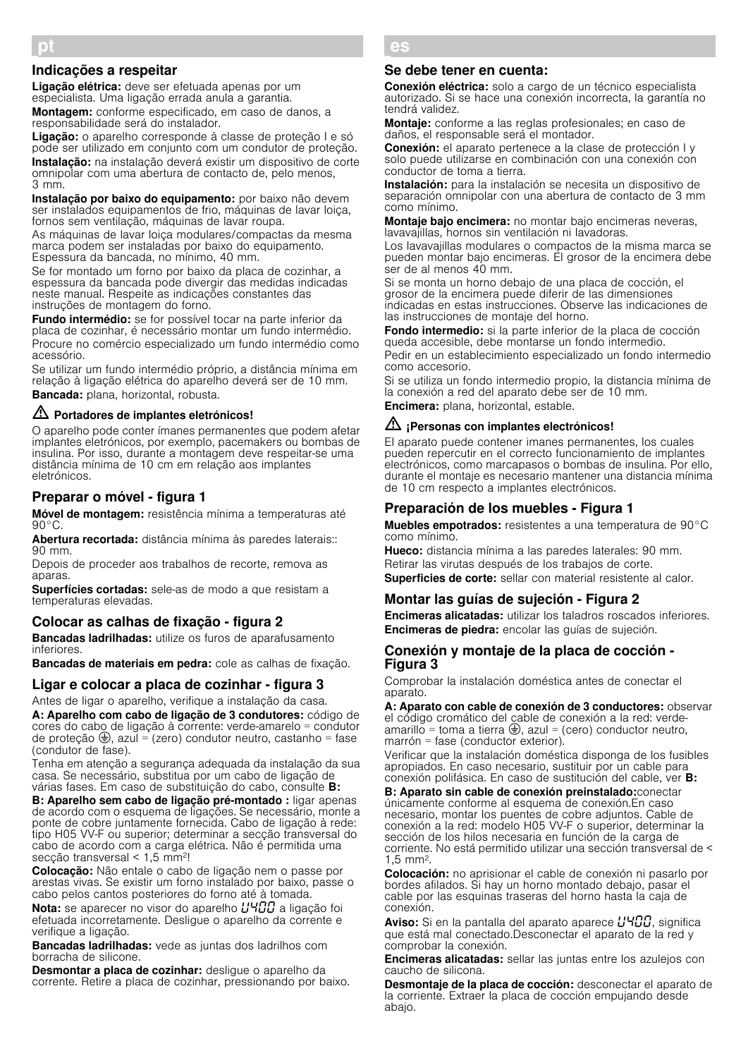## pt

### Indicações a respeitar

**Ligação elétrica:** deve ser efetuada apenas por um especialista. Uma ligação errada anula a garantia.

**Montagem:** conforme especificado, em caso de danos, a responsabilidade será do instalador.

**Ligação:** o aparelho corresponde à classe de proteção I e só pode ser utilizado em conjunto com um condutor de proteção.

**Instalação:** na instalação deverá existir um dispositivo de corte omnipolar com uma abertura de contacto de, pelo menos, 3 mm.

**Instalação por baixo do equipamento:** por baixo não devem ser instalados equipamentos de frio, máquinas de lavar loiça, fornos sem ventilação, máquinas de lavar roupa.

As máquinas de lavar loiça modulares/compactas da mesma marca podem ser instaladas por baixo do equipamento. Espessura da bancada, no mínimo, 40 mm.

Se for montado um forno por baixo da placa de cozinhar, a espessura da bancada pode divergir das medidas indicadas neste manual. Respeite as indicações constantes das instruções de montagem do forno.

**Fundo intermédio:** se for possível tocar na parte inferior da placa de cozinhar, é necessário montar um fundo intermédio.

Procure no comércio especializado um fundo intermédio como acessório.

Se utilizar um fundo intermédio próprio, a distância mínima em relação à ligação elétrica do aparelho deverá ser de 10 mm.

**Bancada:** plana, horizontal, robusta.

⚠ **Portadores de implantes eletrónicos!**

O aparelho pode conter ímanes permanentes que podem afetar implantes eletrónicos, por exemplo, pacemakers ou bombas de insulina. Por isso, durante a montagem deve respeitar-se uma distância mínima de 10 cm em relação aos implantes eletrónicos.

### Preparar o móvel - figura 1

**Móvel de montagem:** resistência mínima a temperaturas até 90°C.

**Abertura recortada:** distância mínima às paredes laterais:: 90 mm.

Depois de proceder aos trabalhos de recorte, remova as aparas.

**Superfícies cortadas:** sele-as de modo a que resistam a temperaturas elevadas.

### Colocar as calhas de fixação - figura 2

**Bancadas ladrilhadas:** utilize os furos de aparafusamento inferiores.

**Bancadas de materiais em pedra:** cole as calhas de fixação.

### Ligar e colocar a placa de cozinhar - figura 3

Antes de ligar o aparelho, verifique a instalação da casa.

**A: Aparelho com cabo de ligação de 3 condutores:** código de cores do cabo de ligação à corrente: verde-amarelo = condutor de proteção ⏚, azul = (zero) condutor neutro, castanho = fase (condutor de fase).

Tenha em atenção a segurança adequada da instalação da sua casa. Se necessário, substitua por um cabo de ligação de várias fases. Em caso de substituição do cabo, consulte **B:**

**B: Aparelho sem cabo de ligação pré-montado :** ligar apenas de acordo com o esquema de ligações. Se necessário, monte a ponte de cobre juntamente fornecida. Cabo de ligação à rede: tipo H05 VV-F ou superior; determinar a secção transversal do cabo de acordo com a carga elétrica. Não é permitida uma secção transversal < 1,5 mm²!

**Colocação:** Não entale o cabo de ligação nem o passe por arestas vivas. Se existir um forno instalado por baixo, passe o cabo pelos cantos posteriores do forno até à tomada.

**Nota:** se aparecer no visor do aparelho U400 a ligação foi efetuada incorretamente. Desligue o aparelho da corrente e verifique a ligação.

**Bancadas ladrilhadas:** vede as juntas dos ladrilhos com borracha de silicone.

**Desmontar a placa de cozinhar:** desligue o aparelho da corrente. Retire a placa de cozinhar, pressionando por baixo.

## es

### Se debe tener en cuenta:

**Conexión eléctrica:** solo a cargo de un técnico especialista autorizado. Si se hace una conexión incorrecta, la garantía no tendrá validez.

**Montaje:** conforme a las reglas profesionales; en caso de daños, el responsable será el montador.

**Conexión:** el aparato pertenece a la clase de protección I y solo puede utilizarse en combinación con una conexión con conductor de toma a tierra.

**Instalación:** para la instalación se necesita un dispositivo de separación omnipolar con una abertura de contacto de 3 mm como mínimo.

**Montaje bajo encimera:** no montar bajo encimeras neveras, lavavajillas, hornos sin ventilación ni lavadoras.

Los lavavajillas modulares o compactos de la misma marca se pueden montar bajo encimeras. El grosor de la encimera debe ser de al menos 40 mm.

Si se monta un horno debajo de una placa de cocción, el grosor de la encimera puede diferir de las dimensiones indicadas en estas instrucciones. Observe las indicaciones de las instrucciones de montaje del horno.

**Fondo intermedio:** si la parte inferior de la placa de cocción queda accesible, debe montarse un fondo intermedio.

Pedir en un establecimiento especializado un fondo intermedio como accesorio.

Si se utiliza un fondo intermedio propio, la distancia mínima de la conexión a red del aparato debe ser de 10 mm.

**Encimera:** plana, horizontal, estable.

⚠ **¡Personas con implantes electrónicos!**

El aparato puede contener imanes permanentes, los cuales pueden repercutir en el correcto funcionamiento de implantes electrónicos, como marcapasos o bombas de insulina. Por ello, durante el montaje es necesario mantener una distancia mínima de 10 cm respecto a implantes electrónicos.

### Preparación de los muebles - Figura 1

**Muebles empotrados:** resistentes a una temperatura de 90°C como mínimo.

**Hueco:** distancia mínima a las paredes laterales: 90 mm.

Retirar las virutas después de los trabajos de corte.

**Superficies de corte:** sellar con material resistente al calor.

### Montar las guías de sujeción - Figura 2

**Encimeras alicatadas:** utilizar los taladros roscados inferiores.

**Encimeras de piedra:** encolar las guías de sujeción.

### Conexión y montaje de la placa de cocción - Figura 3

Comprobar la instalación doméstica antes de conectar el aparato.

**A: Aparato con cable de conexión de 3 conductores:** observar el código cromático del cable de conexión a la red: verde-amarillo = toma a tierra ⏚, azul = (cero) conductor neutro, marrón = fase (conductor exterior).

Verificar que la instalación doméstica disponga de los fusibles apropiados. En caso necesario, sustituir por un cable para conexión polifásica. En caso de sustitución del cable, ver **B:**

**B: Aparato sin cable de conexión preinstalado:**conectar únicamente conforme al esquema de conexión.En caso necesario, montar los puentes de cobre adjuntos. Cable de conexión a la red: modelo H05 VV-F o superior, determinar la sección de los hilos necesaria en función de la carga de corriente. No está permitido utilizar una sección transversal de < 1,5 mm².

**Colocación:** no aprisionar el cable de conexión ni pasarlo por bordes afilados. Si hay un horno montado debajo, pasar el cable por las esquinas traseras del horno hasta la caja de conexión.

**Aviso:** Si en la pantalla del aparato aparece U400, significa que está mal conectado.Desconectar el aparato de la red y comprobar la conexión.

**Encimeras alicatadas:** sellar las juntas entre los azulejos con caucho de silicona.

**Desmontaje de la placa de cocción:** desconectar el aparato de la corriente. Extraer la placa de cocción empujando desde abajo.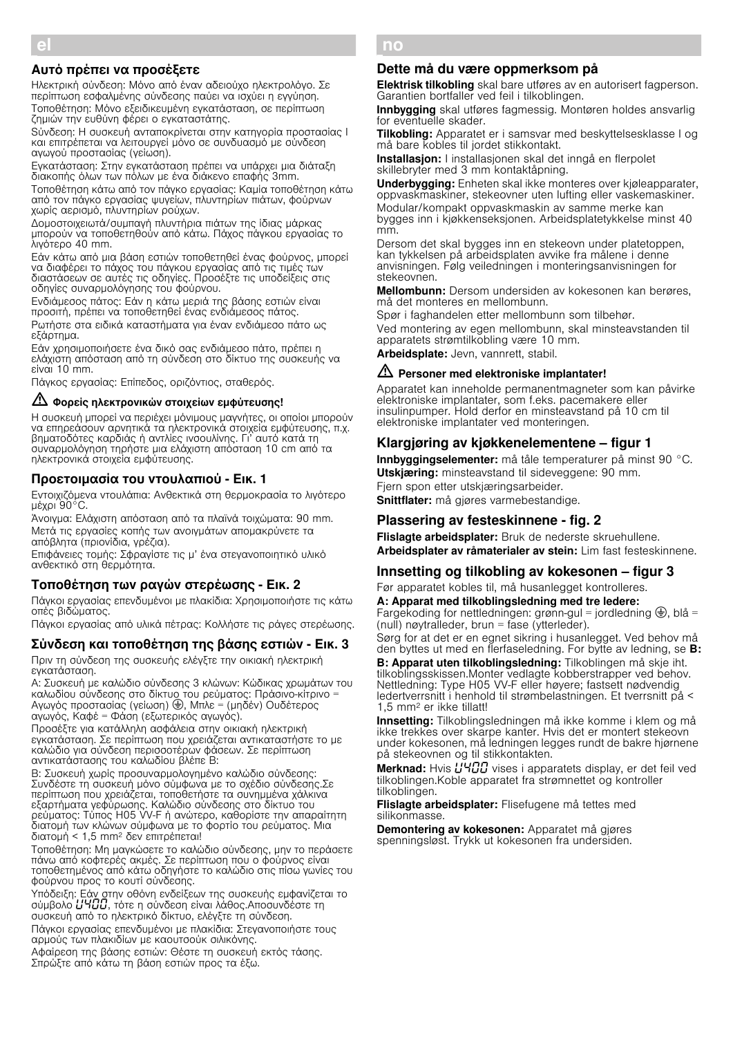## el

### Αυτό πρέπει να προσέξετε

Ηλεκτρική σύνδεση: Μόνο από έναν αδειούχο ηλεκτρολόγο. Σε περίπτωση εσφαλμένης σύνδεσης παύει να ισχύει η εγγύηση.

Τοποθέτηση: Μόνο εξειδικευμένη εγκατάσταση, σε περίπτωση ζημιών την ευθύνη φέρει ο εγκαταστάτης.

Σύνδεση: Η συσκευή ανταποκρίνεται στην κατηγορία προστασίας I και επιτρέπεται να λειτουργεί μόνο σε συνδυασμό με σύνδεση αγωγού προστασίας (γείωση).

Εγκατάσταση: Στην εγκατάσταση πρέπει να υπάρχει μια διάταξη διακοπής όλων των πόλων με ένα διάκενο επαφής 3mm.

Τοποθέτηση κάτω από τον πάγκο εργασίας: Καμία τοποθέτηση κάτω από τον πάγκο εργασίας ψυγείων, πλυντηρίων πιάτων, φούρνων χωρίς αερισμό, πλυντηρίων ρούχων.

Δομοστοιχειωτά/συμπαγή πλυντήρια πιάτων της ίδιας μάρκας μπορούν να τοποθετηθούν από κάτω. Πάχος πάγκου εργασίας το λιγότερο 40 mm.

Εάν κάτω από μια βάση εστιών τοποθετηθεί ένας φούρνος, μπορεί να διαφέρει το πάχος του πάγκου εργασίας από τις τιμές των διαστάσεων σε αυτές τις οδηγίες. Προσέξτε τις υποδείξεις στις οδηγίες συναρμολόγησης του φούρνου.

Ενδιάμεσος πάτος: Εάν η κάτω μεριά της βάσης εστιών είναι προσιτή, πρέπει να τοποθετηθεί ένας ενδιάμεσος πάτος.

Ρωτήστε στα ειδικά καταστήματα για έναν ενδιάμεσο πάτο ως εξάρτημα.

Εάν χρησιμοποιήσετε ένα δικό σας ενδιάμεσο πάτο, πρέπει η ελάχιστη απόσταση από τη σύνδεση στο δίκτυο της συσκευής να είναι 10 mm.

Πάγκος εργασίας: Επίπεδος, οριζόντιος, σταθερός.

#### ⚠ Φορείς ηλεκτρονικών στοιχείων εμφύτευσης!

Η συσκευή μπορεί να περιέχει μόνιμους μαγνήτες, οι οποίοι μπορούν να επηρεάσουν αρνητικά τα ηλεκτρονικά στοιχεία εμφύτευσης, π.χ. βηματοδότες καρδιάς ή αντλίες ινσουλίνης. Γι' αυτό κατά τη συναρμολόγηση τηρήστε μια ελάχιστη απόσταση 10 cm από τα ηλεκτρονικά στοιχεία εμφύτευσης.

### Προετοιμασία του ντουλαπιού - Εικ. 1

Εντοιχιζόμενα ντουλάπια: Ανθεκτικά στη θερμοκρασία το λιγότερο μέχρι 90°C.

Άνοιγμα: Ελάχιστη απόσταση από τα πλαϊνά τοιχώματα: 90 mm.

Μετά τις εργασίες κοπής των ανοιγμάτων απομακρύνετε τα απόβλητα (πριονίδια, γρέζια).

Επιφάνειες τομής: Σφραγίστε τις μ' ένα στεγανοποιητικό υλικό ανθεκτικό στη θερμότητα.

### Τοποθέτηση των ραγών στερέωσης - Εικ. 2

Πάγκοι εργασίας επενδυμένοι με πλακίδια: Χρησιμοποιήστε τις κάτω οπές βιδώματος.

Πάγκοι εργασίας από υλικά πέτρας: Κολλήστε τις ράγες στερέωσης.

### Σύνδεση και τοποθέτηση της βάσης εστιών - Εικ. 3

Πριν τη σύνδεση της συσκευής ελέγξτε την οικιακή ηλεκτρική εγκατάσταση.

A: Συσκευή με καλώδιο σύνδεσης 3 κλώνων: Κώδικας χρωμάτων του καλωδίου σύνδεσης στο δίκτυο του ρεύματος: Πράσινο-κίτρινο = Αγωγός προστασίας (γείωση) ⏚, Μπλε = (μηδέν) Ουδέτερος αγωγός, Καφέ = Φάση (εξωτερικός αγωγός).

Προσέξτε για κατάλληλη ασφάλεια στην οικιακή ηλεκτρική εγκατάσταση. Σε περίπτωση που χρειάζεται αντικαταστήστε το με καλώδιο για σύνδεση περισσοτέρων φάσεων. Σε περίπτωση αντικατάστασης του καλωδίου βλέπε B:

B: Συσκευή χωρίς προσυναρμολογημένο καλώδιο σύνδεσης: Συνδέστε τη συσκευή μόνο σύμφωνα με το σχέδιο σύνδεσης.Σε περίπτωση που χρειάζεται, τοποθετήστε τα συνημμένα χάλκινα εξαρτήματα γεφύρωσης. Καλώδιο σύνδεσης στο δίκτυο του ρεύματος: Τύπος H05 VV-F ή ανώτερο, καθορίστε την απαραίτητη διατομή των κλώνων σύμφωνα με το φορτίο του ρεύματος. Μια διατομή < 1,5 mm² δεν επιτρέπεται!

Τοποθέτηση: Μη μαγκώσετε το καλώδιο σύνδεσης, μην το περάσετε πάνω από κοφτερές ακμές. Σε περίπτωση που ο φούρνος είναι τοποθετημένος από κάτω οδηγήστε το καλώδιο στις πίσω γωνίες του φούρνου προς το κουτί σύνδεσης.

Υπόδειξη: Εάν στην οθόνη ενδείξεων της συσκευής εμφανίζεται το σύμβολο U400, τότε η σύνδεση είναι λάθος.Αποσυνδέστε τη συσκευή από το ηλεκτρικό δίκτυο, ελέγξτε τη σύνδεση.

Πάγκοι εργασίας επενδυμένοι με πλακίδια: Στεγανοποιήστε τους αρμούς των πλακιδίων με καουτσούκ σιλικόνης.

Αφαίρεση της βάσης εστιών: Θέστε τη συσκευή εκτός τάσης. Σπρώξτε από κάτω τη βάση εστιών προς τα έξω.

## no

### Dette må du være oppmerksom på

**Elektrisk tilkobling** skal bare utføres av en autorisert fagperson. Garantien bortfaller ved feil i tilkoblingen.

**Innbygging** skal utføres fagmessig. Montøren holdes ansvarlig for eventuelle skader.

**Tilkobling:** Apparatet er i samsvar med beskyttelsesklasse I og må bare kobles til jordet stikkontakt.

**Installasjon:** I installasjonen skal det inngå en flerpolet skillebryter med 3 mm kontaktåpning.

**Underbygging:** Enheten skal ikke monteres over kjøleapparater, oppvaskmaskiner, stekeovner uten lufting eller vaskemaskiner.

Modular/kompakt oppvaskmaskin av samme merke kan bygges inn i kjøkkenseksjonen. Arbeidsplatetykkelse minst 40 mm.

Dersom det skal bygges inn en stekeovn under platetoppen, kan tykkelsen på arbeidsplaten avvike fra målene i denne anvisningen. Følg veiledningen i monteringsanvisningen for stekeovnen.

**Mellombunn:** Dersom undersiden av kokesonen kan berøres, må det monteres en mellombunn.

Spør i faghandelen etter mellombunn som tilbehør.

Ved montering av egen mellombunn, skal minsteavstanden til apparatets strømtilkobling være 10 mm.

**Arbeidsplate:** Jevn, vannrett, stabil.

#### ⚠ Personer med elektroniske implantater!

Apparatet kan inneholde permanentmagneter som kan påvirke elektroniske implantater, som f.eks. pacemakere eller insulinpumper. Hold derfor en minsteavstand på 10 cm til elektroniske implantater ved monteringen.

### Klargjøring av kjøkkenelementene – figur 1

**Innbyggingselementer:** må tåle temperaturer på minst 90 °C.

**Utskjæring:** minsteavstand til sideveggene: 90 mm.

Fjern spon etter utskjæringsarbeider.

**Snittflater:** må gjøres varmebestandige.

### Plassering av festeskinnene - fig. 2

**Flislagte arbeidsplater:** Bruk de nederste skruehullene.

**Arbeidsplater av råmaterialer av stein:** Lim fast festeskinnene.

### Innsetting og tilkobling av kokesonen – figur 3

Før apparatet kobles til, må husanlegget kontrolleres.

**A: Apparat med tilkoblingsledning med tre ledere:** Fargekoding for nettledningen: grønn-gul = jordledning ⏚, blå = (null) nøytralleder, brun = fase (ytterleder).

Sørg for at det er en egnet sikring i husanlegget. Ved behov må den byttes ut med en flerfaseledning. For bytte av ledning, se **B:**

**B: Apparat uten tilkoblingsledning:** Tilkoblingen må skje iht. tilkoblingsskissen.Monter vedlagte kobberstrapper ved behov. Nettledning: Type H05 VV-F eller høyere; fastsett nødvendig ledertverrsnitt i henhold til strømbelastningen. Et tverrsnitt på < 1,5 mm² er ikke tillatt!

**Innsetting:** Tilkoblingsledningen må ikke komme i klem og må ikke trekkes over skarpe kanter. Hvis det er montert stekeovn under kokesonen, må ledningen legges rundt de bakre hjørnene på stekeovnen og til stikkontakten.

**Merknad:** Hvis U400 vises i apparatets display, er det feil ved tilkoblingen.Koble apparatet fra strømnettet og kontroller tilkoblingen.

**Flislagte arbeidsplater:** Flisefugene må tettes med silikonmasse.

**Demontering av kokesonen:** Apparatet må gjøres spenningsløst. Trykk ut kokesonen fra undersiden.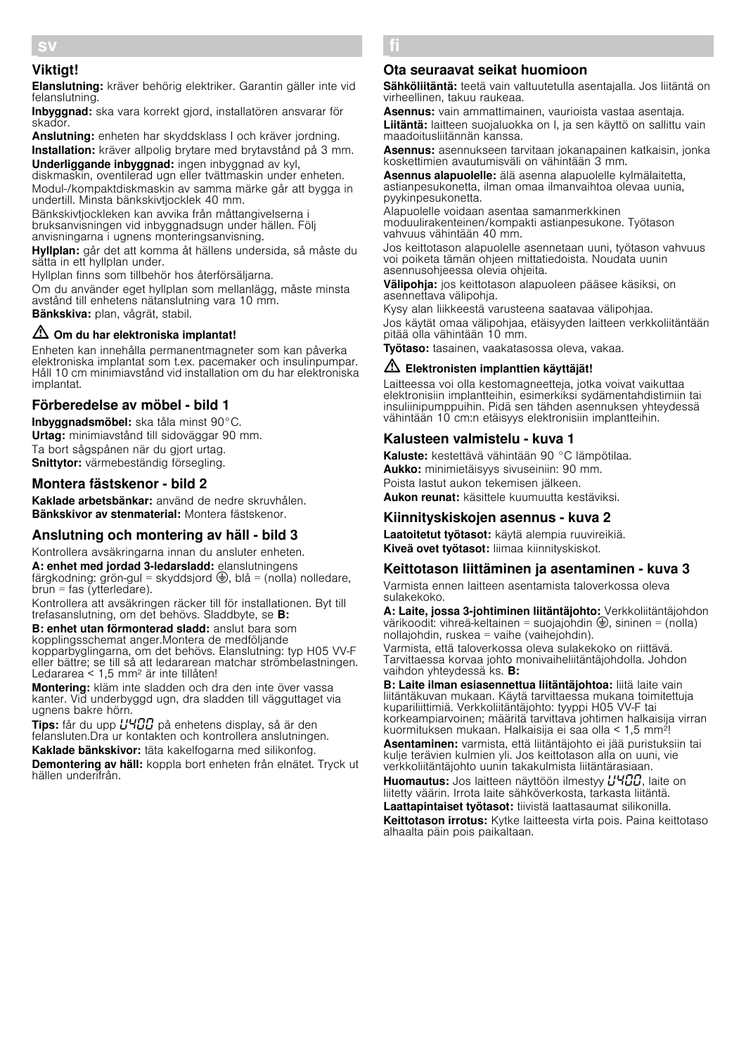## sv

### Viktigt!

**Elanslutning:** kräver behörig elektriker. Garantin gäller inte vid felanslutning.

**Inbyggnad:** ska vara korrekt gjord, installatören ansvarar för skador.

**Anslutning:** enheten har skyddsklass I och kräver jordning.

**Installation:** kräver allpolig brytare med brytavstånd på 3 mm.

**Underliggande inbyggnad:** ingen inbyggnad av kyl, diskmaskin, oventilerad ugn eller tvättmaskin under enheten.

Modul-/kompaktdiskmaskin av samma märke går att bygga in undertill. Minsta bänkskivtjocklek 40 mm.

Bänkskivtjockleken kan avvika från måttangivelserna i bruksanvisningen vid inbyggnadsugn under hällen. Följ anvisningarna i ugnens monteringsanvisning.

**Hyllplan:** går det att komma åt hällens undersida, så måste du sätta in ett hyllplan under.

Hyllplan finns som tillbehör hos återförsäljarna.

Om du använder eget hyllplan som mellanlägg, måste minsta avstånd till enhetens nätanslutning vara 10 mm.

**Bänkskiva:** plan, vågrät, stabil.

#### ⚠ Om du har elektroniska implantat!

Enheten kan innehålla permanentmagneter som kan påverka elektroniska implantat som t.ex. pacemaker och insulinpumpar. Håll 10 cm minimiavstånd vid installation om du har elektroniska implantat.

### Förberedelse av möbel - bild 1

**Inbyggnadsmöbel:** ska tåla minst 90°C.

**Urtag:** minimiavstånd till sidoväggar 90 mm.

Ta bort sågspånen när du gjort urtag.

**Snittytor:** värmebeständig försegling.

### Montera fästskenor - bild 2

**Kaklade arbetsbänkar:** använd de nedre skruvhålen.

**Bänkskivor av stenmaterial:** Montera fästskenor.

### Anslutning och montering av häll - bild 3

Kontrollera avsäkringarna innan du ansluter enheten.

**A: enhet med jordad 3-ledarsladd:** elanslutningens färgkodning: grön-gul = skyddsjord ⏚, blå = (nolla) nolledare, brun = fas (ytterledare).

Kontrollera att avsäkringen räcker till för installationen. Byt till trefasanslutning, om det behövs. Sladdbyte, se **B:**

**B: enhet utan förmonterad sladd:** anslut bara som kopplingsschemat anger.Montera de medföljande kopparbyglingarna, om det behövs. Elanslutning: typ H05 VV-F eller bättre; se till så att ledararean matchar strömbelastningen. Ledararea < 1,5 mm² är inte tillåten!

**Montering:** kläm inte sladden och dra den inte över vassa kanter. Vid underbyggd ugn, dra sladden till vägguttaget via ugnens bakre hörn.

**Tips:** får du upp U400 på enhetens display, så är den felansluten.Dra ur kontakten och kontrollera anslutningen.

**Kaklade bänkskivor:** täta kakelfogarna med silikonfog.

**Demontering av häll:** koppla bort enheten från elnätet. Tryck ut hällen underifrån.

## fi

### Ota seuraavat seikat huomioon

**Sähköliitäntä:** teetä vain valtuutetulla asentajalla. Jos liitäntä on virheellinen, takuu raukeaa.

**Asennus:** vain ammattimainen, vaurioista vastaa asentaja.

**Liitäntä:** laitteen suojaluokka on I, ja sen käyttö on sallittu vain maadoitusliitännän kanssa.

**Asennus:** asennukseen tarvitaan jokanapainen katkaisin, jonka koskettimien avautumisväli on vähintään 3 mm.

**Asennus alapuolelle:** älä asenna alapuolelle kylmälaitetta, astianpesukonetta, ilman omaa ilmanvaihtoa olevaa uunia, pyykinpesukonetta.

Alapuolelle voidaan asentaa samanmerkkinen moduulirakenteinen/kompakti astianpesukone. Työtason vahvuus vähintään 40 mm.

Jos keittotason alapuolelle asennetaan uuni, työtason vahvuus voi poiketa tämän ohjeen mittatiedoista. Noudata uunin asennusohjeessa olevia ohjeita.

**Välipohja:** jos keittotason alapuoleen pääsee käsiksi, on asennettava välipohja.

Kysy alan liikkeestä varusteena saatavaa välipohjaa.

Jos käytät omaa välipohjaa, etäisyyden laitteen verkkoliitäntään pitää olla vähintään 10 mm.

**Työtaso:** tasainen, vaakatasossa oleva, vakaa.

#### ⚠ Elektronisten implanttien käyttäjät!

Laitteessa voi olla kestomagneetteja, jotka voivat vaikuttaa elektronisiin implantteihin, esimerkiksi sydämentahdistimiin tai insuliinipumppuihin. Pidä sen tähden asennuksen yhteydessä vähintään 10 cm:n etäisyys elektronisiin implantteihin.

### Kalusteen valmistelu - kuva 1

**Kaluste:** kestettävä vähintään 90 °C lämpötilaa.

**Aukko:** minimietäisyys sivuseiniin: 90 mm.

Poista lastut aukon tekemisen jälkeen.

**Aukon reunat:** käsittele kuumuutta kestäviksi.

### Kiinnityskiskojen asennus - kuva 2

**Laatoitetut työtasot:** käytä alempia ruuvireikiä.

**Kiveä ovet työtasot:** liimaa kiinnityskiskot.

### Keittotason liittäminen ja asentaminen - kuva 3

Varmista ennen laitteen asentamista taloverkossa oleva sulakekoko.

**A: Laite, jossa 3-johtiminen liitäntäjohto:** Verkkoliitäntäjohdon värikoodit: vihreä-keltainen = suojajohdin ⏚, sininen = (nolla) nollajohdin, ruskea = vaihe (vaihejohdin).

Varmista, että taloverkossa oleva sulakekoko on riittävä. Tarvittaessa korvaa johto monivaiheliitäntäjohdolla. Johdon vaihdon yhteydessä ks. **B:**

**B: Laite ilman esiasennettua liitäntäjohtoa:** liitä laite vain liitäntäkuvan mukaan. Käytä tarvittaessa mukana toimitettuja kupariliittimiä. Verkkoliitäntäjohto: tyyppi H05 VV-F tai korkeampiarvoinen; määritä tarvittava johtimen halkaisija virran kuormituksen mukaan. Halkaisija ei saa olla < 1,5 mm²!

**Asentaminen:** varmista, että liitäntäjohto ei jää puristuksiin tai kulje terävien kulmien yli. Jos keittotason alla on uuni, vie verkkoliitäntäjohto uunin takakulmista liitäntärasiaan.

**Huomautus:** Jos laitteen näyttöön ilmestyy U400, laite on liitetty väärin. Irrota laite sähköverkosta, tarkasta liitäntä.

**Laattapintaiset työtasot:** tiivistä laattasaumat silikonilla.

**Keittotason irrotus:** Kytke laitteesta virta pois. Paina keittotaso alhaalta päin pois paikaltaan.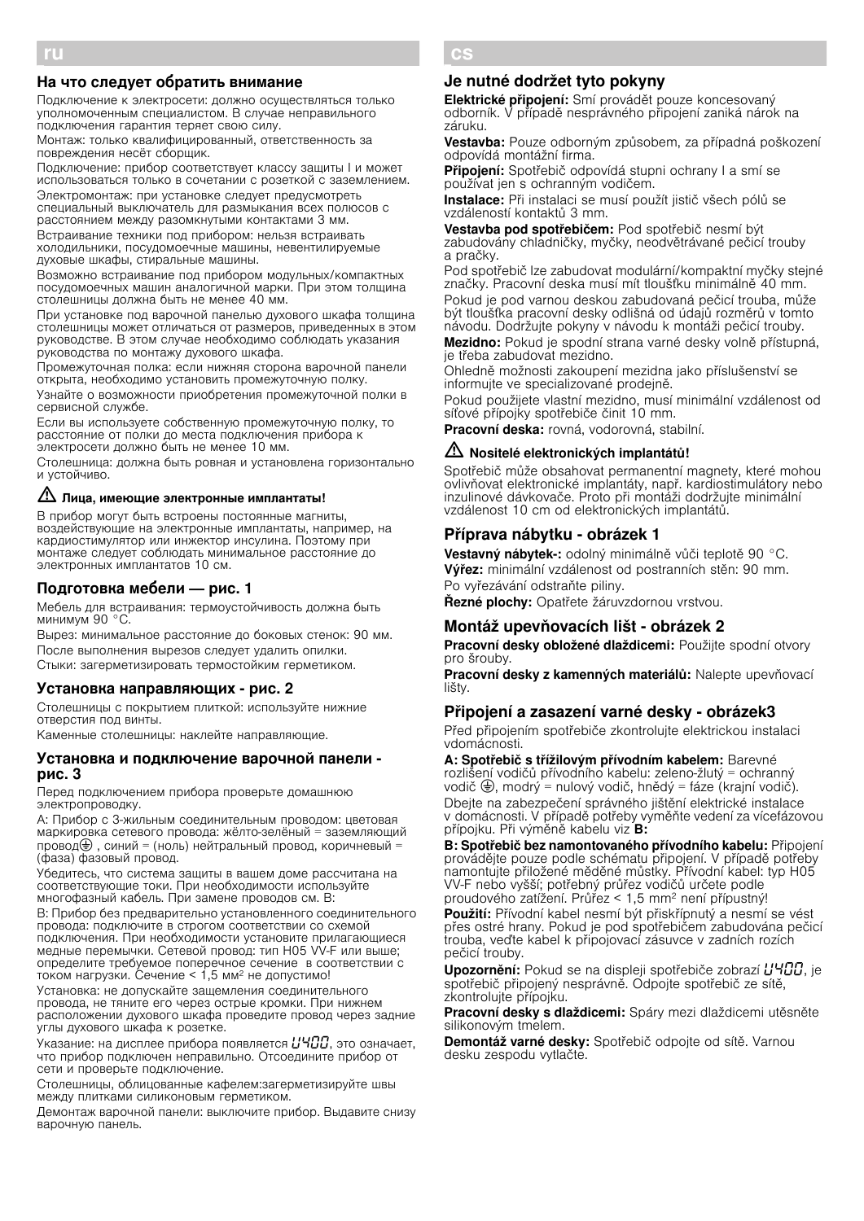# ru

## На что следует обратить внимание

Подключение к электросети: должно осуществляться только уполномоченным специалистом. В случае неправильного подключения гарантия теряет свою силу.

Монтаж: только квалифицированный, ответственность за повреждения несёт сборщик.

Подключение: прибор соответствует классу защиты I и может использоваться только в сочетании с розеткой с заземлением.

Электромонтаж: при установке следует предусмотреть специальный выключатель для размыкания всех полюсов с расстоянием между разомкнутыми контактами 3 мм.

Встраивание техники под прибором: нельзя встраивать холодильники, посудомоечные машины, невентилируемые духовые шкафы, стиральные машины.

Возможно встраивание под прибором модульных/компактных посудомоечных машин аналогичной марки. При этом толщина столешницы должна быть не менее 40 мм.

При установке под варочной панелью духового шкафа толщина столешницы может отличаться от размеров, приведенных в этом руководстве. В этом случае необходимо соблюдать указания руководства по монтажу духового шкафа.

Промежуточная полка: если нижняя сторона варочной панели открыта, необходимо установить промежуточную полку.

Узнайте о возможности приобретения промежуточной полки в сервисной службе.

Если вы используете собственную промежуточную полку, то расстояние от полки до места подключения прибора к электросети должно быть не менее 10 мм.

Столешница: должна быть ровная и установлена горизонтально и устойчиво.

### ⚠ Лица, имеющие электронные импланты!

В прибор могут быть встроены постоянные магниты, воздействующие на электронные импланты, например, на кардиостимулятор или инжектор инсулина. Поэтому при монтаже следует соблюдать минимальное расстояние до электронных имплантатов 10 см.

## Подготовка мебели — рис. 1

Мебель для встраивания: термоустойчивость должна быть минимум 90 °C.

Вырез: минимальное расстояние до боковых стенок: 90 мм.

После выполнения вырезов следует удалить опилки.

Стыки: загерметизировать термостойким герметиком.

## Установка направляющих - рис. 2

Столешницы с покрытием плиткой: используйте нижние отверстия под винты.

Каменные столешницы: наклейте направляющие.

## Установка и подключение варочной панели - рис. 3

Перед подключением прибора проверьте домашнюю электропроводку.

А: Прибор с 3-жильным соединительным проводом: цветовая маркировка сетевого провода: жёлто-зелёный = заземляющий провод⏚ , синий = (ноль) нейтральный провод, коричневый = (фаза) фазовый провод.

Убедитесь, что система защиты в вашем доме рассчитана на соответствующие токи. При необходимости используйте многофазный кабель. При замене проводов см. В:

В: Прибор без предварительно установленного соединительного провода: подключите в строгом соответствии со схемой подключения. При необходимости установите прилагающиеся медные перемычки. Сетевой провод: тип H05 VV-F или выше; определите требуемое поперечное сечение в соответствии с током нагрузки. Сечение < 1,5 мм$^2$ не допустимо!

Установка: не допускайте защемления соединительного провода, не тяните его через острые кромки. При нижнем расположении духового шкафа проведите провод через задние углы духового шкафа к розетке.

Указание: на дисплее прибора появляется U400, это означает, что прибор подключен неправильно. Отсоедините прибор от сети и проверьте подключение.

Столешницы, облицованные кафелем:загерметизируйте швы между плитками силиконовым герметиком.

Демонтаж варочной панели: выключите прибор. Выдавите снизу варочную панель.

# cs

## Je nutné dodržet tyto pokyny

**Elektrické připojení:** Smí provádět pouze koncesovaný odborník. V případě nesprávného připojení zaniká nárok na záruku.

**Vestavba:** Pouze odborným způsobem, za případná poškození odpovídá montážní firma.

**Připojení:** Spotřebič odpovídá stupni ochrany I a smí se používat jen s ochranným vodičem.

**Instalace:** Při instalaci se musí použít jistič všech pólů se vzdáleností kontaktů 3 mm.

**Vestavba pod spotřebičem:** Pod spotřebič nesmí být zabudovány chladničky, myčky, neodvětrávané pečicí trouby a pračky.

Pod spotřebič lze zabudovat modulární/kompaktní myčky stejné značky. Pracovní deska musí mít tloušťku minimálně 40 mm.

Pokud je pod varnou deskou zabudovaná pečicí trouba, může být tloušťka pracovní desky odlišná od údajů rozměrů v tomto návodu. Dodržujte pokyny v návodu k montáži pečicí trouby.

**Mezidno:** Pokud je spodní strana varné desky volně přístupná, je třeba zabudovat mezidno.

Ohledně možnosti zakoupení mezidna jako příslušenství se informujte ve specializované prodejně.

Pokud použijete vlastní mezidno, musí minimální vzdálenost od síťové přípojky spotřebiče činit 10 mm.

**Pracovní deska:** rovná, vodorovná, stabilní.

### ⚠ Nositelé elektronických implantátů!

Spotřebič může obsahovat permanentní magnety, které mohou ovlivňovat elektronické implantáty, např. kardiostimulátory nebo inzulinové dávkovače. Proto při montáži dodržujte minimální vzdálenost 10 cm od elektronických implantátů.

## Příprava nábytku - obrázek 1

**Vestavný nábytek-:** odolný minimálně vůči teplotě 90 °C.

**Výřez:** minimální vzdálenost od postranních stěn: 90 mm.

Po vyřezávání odstraňte piliny.

**Řezné plochy:** Opatřete žáruvzdornou vrstvou.

## Montáž upevňovacích lišt - obrázek 2

**Pracovní desky obložené dlaždicemi:** Použijte spodní otvory pro šrouby.

**Pracovní desky z kamenných materiálů:** Nalepte upevňovací lišty.

## Připojení a zasazení varné desky - obrázek3

Před připojením spotřebiče zkontrolujte elektrickou instalaci vdomácnosti.

**A: Spotřebič s třížilovým přívodním kabelem:** Barevné rozlišení vodičů přívodního kabelu: zeleno-žlutý = ochranný vodič ⏚, modrý = nulový vodič, hnědý = fáze (krajní vodič).

Dbejte na zabezpečení správného jištění elektrické instalace v domácnosti. V případě potřeby vyměňte vedení za vícefázovou přípojku. Při výměně kabelu viz **B:**

**B: Spotřebič bez namontovaného přívodního kabelu:** Připojení provádějte pouze podle schématu připojení. V případě potřeby namontujte přiložené měděné můstky. Přívodní kabel: typ H05 VV-F nebo vyšší; potřebný průřez vodičů určete podle proudového zatížení. Průřez < 1,5 mm$^2$ není přípustný!

**Použití:** Přívodní kabel nesmí být přiskřípnutý a nesmí se vést přes ostré hrany. Pokud je pod spotřebičem zabudována pečicí trouba, veďte kabel k připojovací zásuvce v zadních rozích pečicí trouby.

**Upozornění:** Pokud se na displeji spotřebiče zobrazí U400, je spotřebič připojený nesprávně. Odpojte spotřebič ze sítě, zkontrolujte přípojku.

**Pracovní desky s dlaždicemi:** Spáry mezi dlaždicemi utěsněte silikonovým tmelem.

**Demontáž varné desky:** Spotřebič odpojte od sítě. Varnou desku zespodu vytlačte.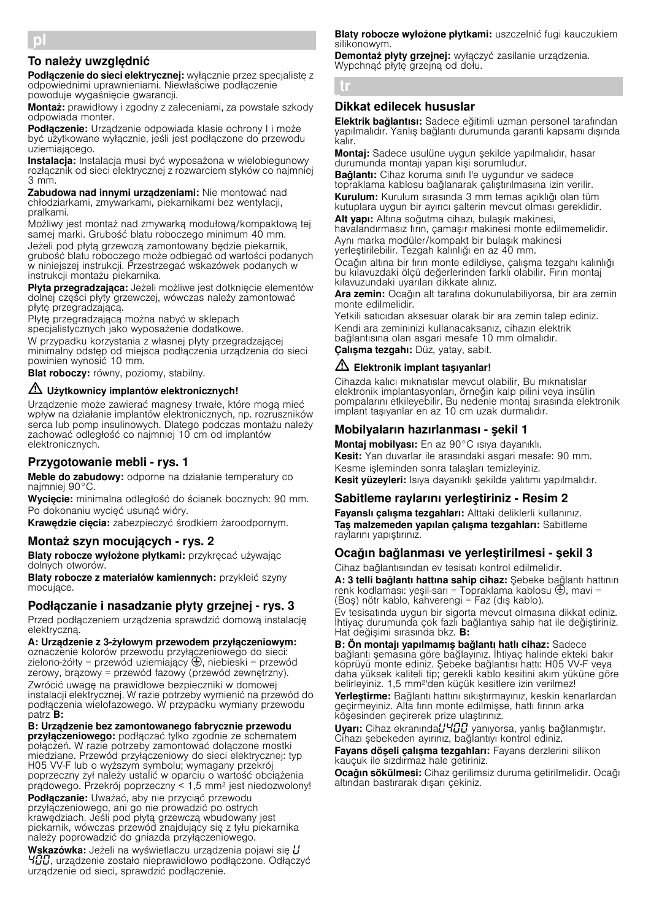## pl

### To należy uwzględnić

**Podłączenie do sieci elektrycznej:** wyłącznie przez specjalistę z odpowiednimi uprawnieniami. Niewłaściwe podłączenie powoduje wygaśnięcie gwarancji.

**Montaż:** prawidłowy i zgodny z zaleceniami, za powstałe szkody odpowiada monter.

**Podłączenie:** Urządzenie odpowiada klasie ochrony I i może być użytkowane wyłącznie, jeśli jest podłączone do przewodu uziemiającego.

**Instalacja:** Instalacja musi być wyposażona w wielobiegunowy rozłącznik od sieci elektrycznej z rozwarciem styków co najmniej 3 mm.

**Zabudowa nad innymi urządzeniami:** Nie montować nad chłodziarkami, zmywarkami, piekarnikami bez wentylacji, pralkami.

Możliwy jest montaż nad zmywarką modułową/kompaktową tej samej marki. Grubość blatu roboczego minimum 40 mm.

Jeżeli pod płytą grzewczą zamontowany będzie piekarnik, grubość blatu roboczego może odbiegać od wartości podanych w niniejszej instrukcji. Przestrzegać wskazówek podanych w instrukcji montażu piekarnika.

**Płyta przegradzająca:** Jeżeli możliwe jest dotknięcie elementów dolnej części płyty grzewczej, wówczas należy zamontować płytę przegradzającą.

Płytę przegradzającą można nabyć w sklepach specjalistycznych jako wyposażenie dodatkowe.

W przypadku korzystania z własnej płyty przegradzającej minimalny odstęp od miejsca podłączenia urządzenia do sieci powinien wynosić 10 mm.

**Blat roboczy:** równy, poziomy, stabilny.

**⚠ Użytkownicy implantów elektronicznych!**

Urządzenie może zawierać magnesy trwałe, które mogą mieć wpływ na działanie implantów elektronicznych, np. rozruszników serca lub pomp insulinowych. Dlatego podczas montażu należy zachować odległość co najmniej 10 cm od implantów elektronicznych.

### Przygotowanie mebli - rys. 1

**Meble do zabudowy:** odporne na działanie temperatury co najmniej 90°C.

**Wycięcie:** minimalna odległość do ścianek bocznych: 90 mm. Po dokonaniu wycięć usunąć wióry.

**Krawędzie cięcia:** zabezpieczyć środkiem żaroodpornym.

### Montaż szyn mocujących - rys. 2

**Blaty robocze wyłożone płytkami:** przykręcać używając dolnych otworów.

**Blaty robocze z materiałów kamiennych:** przykleić szyny mocujące.

### Podłączanie i nasadzanie płyty grzejnej - rys. 3

Przed podłączeniem urządzenia sprawdzić domową instalację elektryczną.

**A: Urządzenie z 3-żyłowym przewodem przyłączeniowym:** oznaczenie kolorów przewodu przyłączeniowego do sieci: zielono-żółty = przewód uziemiający ⏚, niebieski = przewód zerowy, brązowy = przewód fazowy (przewód zewnętrzny).

Zwrócić uwagę na prawidłowe bezpieczniki w domowej instalacji elektrycznej. W razie potrzeby wymienić na przewód do podłączenia wielofazowego. W przypadku wymiany przewodu patrz **B:**

**B: Urządzenie bez zamontowanego fabrycznie przewodu przyłączeniowego:** podłączać tylko zgodnie ze schematem połączeń. W razie potrzeby zamontować dołączone mostki miedziane. Przewód przyłączeniowy do sieci elektrycznej: typ H05 VV-F lub o wyższym symbolu; wymagany przekrój poprzeczny żył należy ustalić w oparciu o wartość obciążenia prądowego. Przekrój poprzeczny < 1,5 mm² jest niedozwolony!

**Podłączanie:** Uważać, aby nie przyciąć przewodu przyłączeniowego, ani go nie prowadzić po ostrych krawędziach. Jeśli pod płytą grzewczą wbudowany jest piekarnik, wówczas przewód znajdujący się z tyłu piekarnika należy poprowadzić do gniazda przyłączeniowego.

**Wskazówka:** Jeżeli na wyświetlaczu urządzenia pojawi się U 400, urządzenie zostało nieprawidłowo podłączone. Odłączyć urządzenie od sieci, sprawdzić podłączenie.

**Blaty robocze wyłożone płytkami:** uszczelnić fugi kauczukiem silikonowym.

**Demontaż płyty grzejnej:** wyłączyć zasilanie urządzenia. Wypchnąć płytę grzejną od dołu.

## tr

### Dikkat edilecek hususlar

**Elektrik bağlantısı:** Sadece eğitimli uzman personel tarafından yapılmalıdır. Yanlış bağlantı durumunda garanti kapsamı dışında kalır.

**Montaj:** Sadece usulüne uygun şekilde yapılmalıdır, hasar durumunda montajı yapan kişi sorumludur.

**Bağlantı:** Cihaz koruma sınıfı I'e uygundur ve sadece topraklama kablosu bağlanarak çalıştırılmasına izin verilir.

**Kurulum:** Kurulum sırasında 3 mm temas açıklığı olan tüm kutuplara uygun bir ayırıcı şalterin mevcut olması gereklidir.

**Alt yapı:** Altına soğutma cihazı, bulaşık makinesi, havalandırmasız fırın, çamaşır makinesi monte edilmemelidir.

Aynı marka modüler/kompakt bir bulaşık makinesi yerleştirilebilir. Tezgah kalınlığı en az 40 mm.

Ocağın altına bir fırın monte edildiyse, çalışma tezgahı kalınlığı bu kılavuzdaki ölçü değerlerinden farklı olabilir. Fırın montaj kılavuzundaki uyarıları dikkate alınız.

**Ara zemin:** Ocağın alt tarafına dokunulabiliyorsa, bir ara zemin monte edilmelidir.

Yetkili satıcıdan aksesuar olarak bir ara zemin talep ediniz.

Kendi ara zemininizi kullanacaksanız, cihazın elektrik bağlantısına olan asgari mesafe 10 mm olmalıdır.

**Çalışma tezgahı:** Düz, yatay, sabit.

**⚠ Elektronik implant taşıyanlar!**

Cihazda kalıcı mıknatıslar mevcut olabilir, Bu mıknatıslar elektronik implantasyonları, örneğin kalp pilini veya insülin pompalarını etkileyebilir. Bu nedenle montaj sırasında elektronik implant taşıyanlar en az 10 cm uzak durmalıdır.

### Mobilyaların hazırlanması - şekil 1

**Montaj mobilyası:** En az 90°C ısıya dayanıklı.

**Kesit:** Yan duvarlar ile arasındaki asgari mesafe: 90 mm.

Kesme işleminden sonra talaşları temizleyiniz.

**Kesit yüzeyleri:** Isıya dayanıklı şekilde yalıtımı yapılmalıdır.

### Sabitleme raylarını yerleştiriniz - Resim 2

**Fayanslı çalışma tezgahları:** Alttaki deliklerli kullanınız.

**Taş malzemeden yapılan çalışma tezgahları:** Sabitleme raylarını yapıştırınız.

### Ocağın bağlanması ve yerleştirilmesi - şekil 3

Cihaz bağlantısından ev tesisatı kontrol edilmelidir.

**A: 3 telli bağlantı hattına sahip cihaz:** Şebeke bağlantı hattının renk kodlaması: yeşil-sarı = Topraklama kablosu ⏚, mavi = (Boş) nötr kablo, kahverengi = Faz (dış kablo).

Ev tesisatında uygun bir sigorta mevcut olmasına dikkat ediniz. İhtiyaç durumunda çok fazlı bağlantıya sahip hat ile değiştiriniz. Hat değişimi sırasında bkz. **B:**

**B: Ön montajı yapılmamış bağlantı hatlı cihaz:** Sadece bağlantı şemasına göre bağlayınız. İhtiyaç halinde ekteki bakır köprüyü monte ediniz. Şebeke bağlantısı hattı: H05 VV-F veya daha yüksek kalite tipi; gerekli kablo kesitini akım yüküne göre belirleyiniz. 1,5 mm²'den küçük kesitlere izin verilmez!

**Yerleştirme:** Bağlantı hattını sıkıştırmayınız, keskin kenarlardan geçirmeyiniz. Alta fırın monte edilmişse, hattı fırının arka köşesinden geçirerek prize ulaştırınız.

**Uyarı:** Cihaz ekranındaU400 yanıyorsa, yanlış bağlanmıştır. Cihazı şebekeden ayırınız, bağlantıyı kontrol ediniz.

**Fayans döşeli çalışma tezgahları:** Fayans derzlerini silikon kauçuk ile sızdırmaz hale getiriniz.

**Ocağın sökülmesi:** Cihaz gerilimsiz duruma getirilmelidir. Ocağı altından bastırarak dışarı çekiniz.